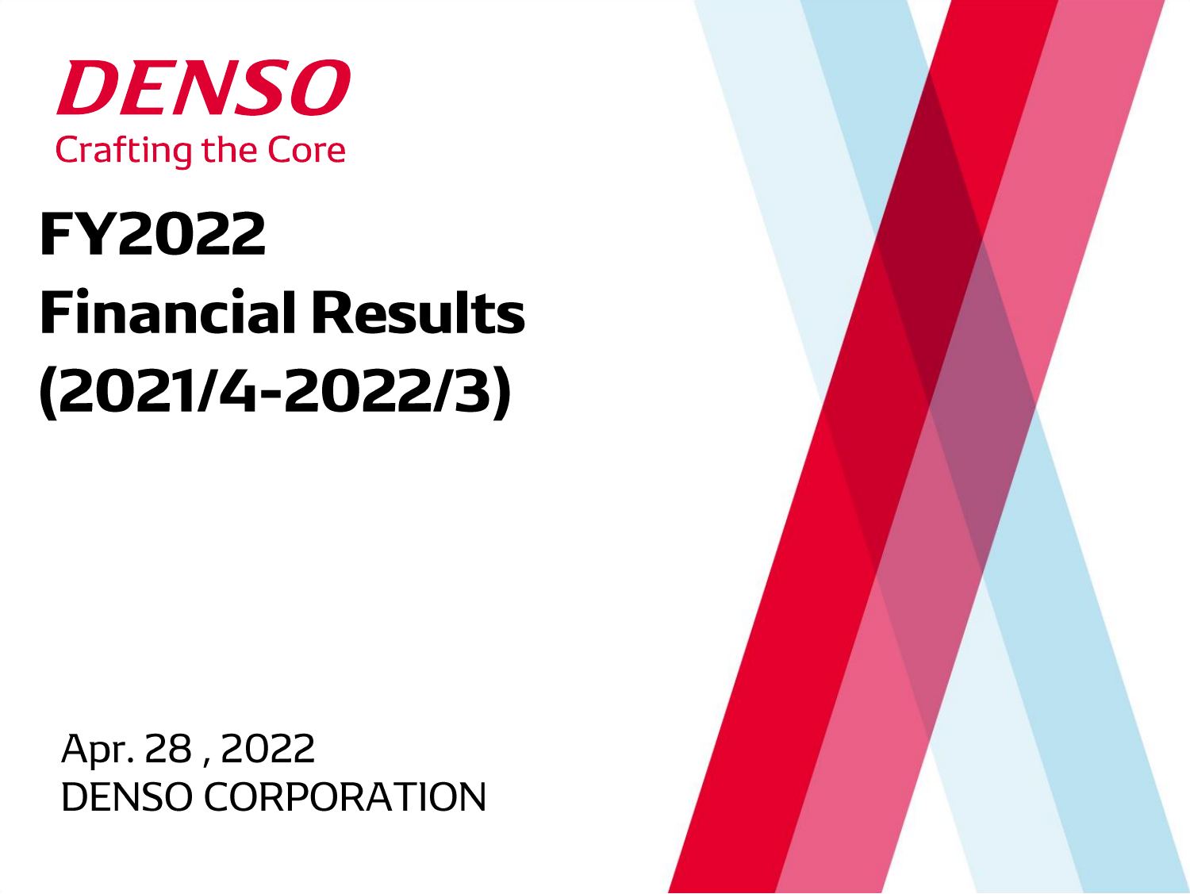DENSO

Crafting the Core

# FY2022 Financial Results (2021/4-2022/3)

Apr. 28 , 2022

DENSO CORPORATION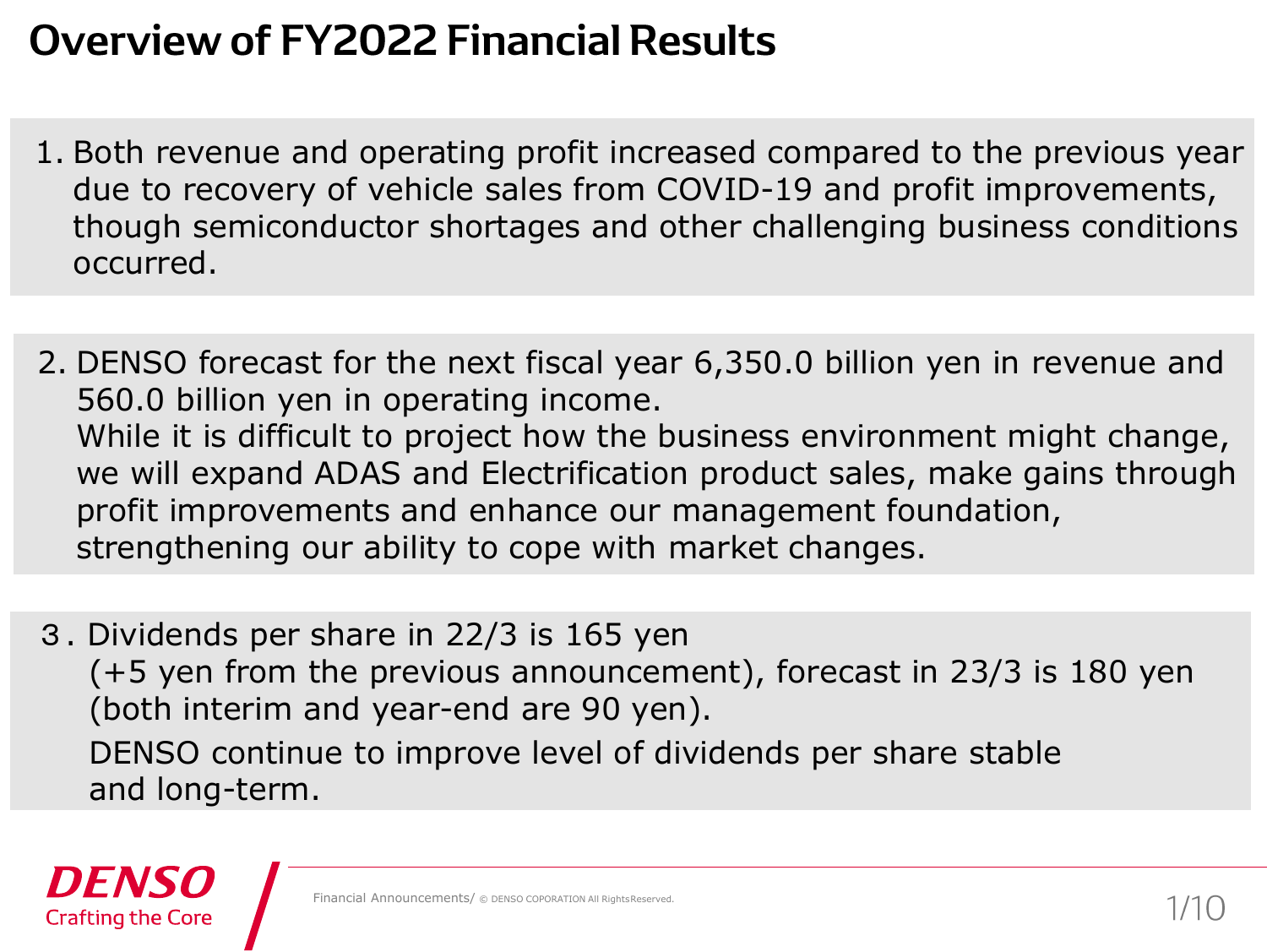# Overview of FY2022 Financial Results

1. Both revenue and operating profit increased compared to the previous year due to recovery of vehicle sales from COVID-19 and profit improvements, though semiconductor shortages and other challenging business conditions occurred.

2. DENSO forecast for the next fiscal year 6,350.0 billion yen in revenue and 560.0 billion yen in operating income.
   While it is difficult to project how the business environment might change, we will expand ADAS and Electrification product sales, make gains through profit improvements and enhance our management foundation, strengthening our ability to cope with market changes.

3. Dividends per share in 22/3 is 165 yen (+5 yen from the previous announcement), forecast in 23/3 is 180 yen (both interim and year-end are 90 yen).
   DENSO continue to improve level of dividends per share stable and long-term.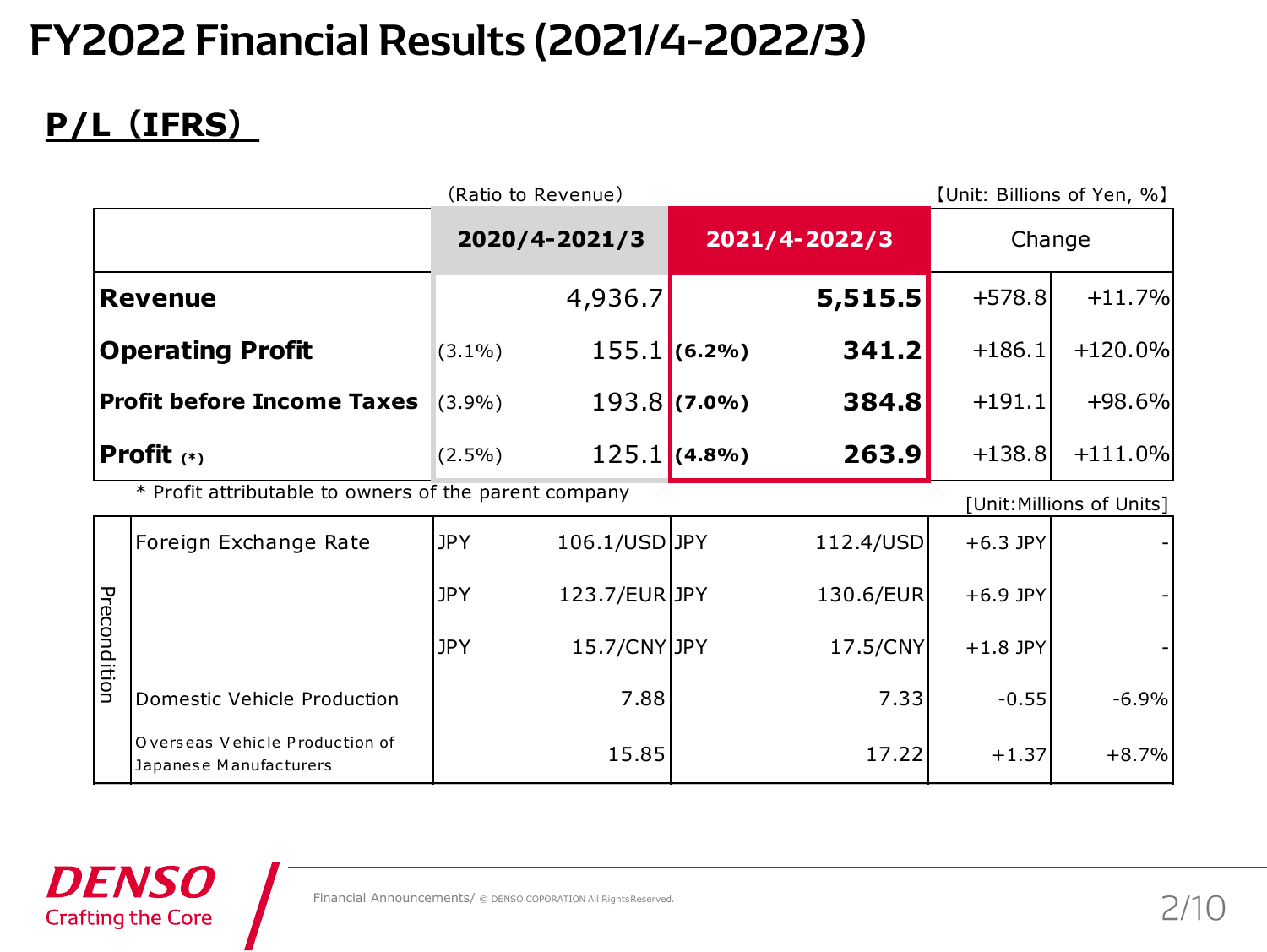# FY2022 Financial Results (2021/4-2022/3)

## P/L（IFRS）

（Ratio to Revenue）　　　　　　　　　　　　　　　　　　　　　　【Unit: Billions of Yen, %】

| | | 2020/4-2021/3 | | 2021/4-2022/3 | Change | |
|---|---|---|---|---|---|---|
| **Revenue** | | 4,936.7 | | **5,515.5** | +578.8 | +11.7% |
| **Operating Profit** | (3.1%) | 155.1 | **(6.2%)** | **341.2** | +186.1 | +120.0% |
| **Profit before Income Taxes** | (3.9%) | 193.8 | **(7.0%)** | **384.8** | +191.1 | +98.6% |
| **Profit (*)** | (2.5%) | 125.1 | **(4.8%)** | **263.9** | +138.8 | +111.0% |

\* Profit attributable to owners of the parent company

[Unit:Millions of Units]

| | | | | | | | |
|---|---|---|---|---|---|---|---|
| Precondition | Foreign Exchange Rate | JPY | 106.1/USD | JPY | 112.4/USD | +6.3 JPY | - |
| | | JPY | 123.7/EUR | JPY | 130.6/EUR | +6.9 JPY | - |
| | | JPY | 15.7/CNY | JPY | 17.5/CNY | +1.8 JPY | - |
| | Domestic Vehicle Production | | 7.88 | | 7.33 | -0.55 | -6.9% |
| | Overseas Vehicle Production of Japanese Manufacturers | | 15.85 | | 17.22 | +1.37 | +8.7% |

DENSO Crafting the Core

Financial Announcements/ © DENSO COPORATION All RightsReserved.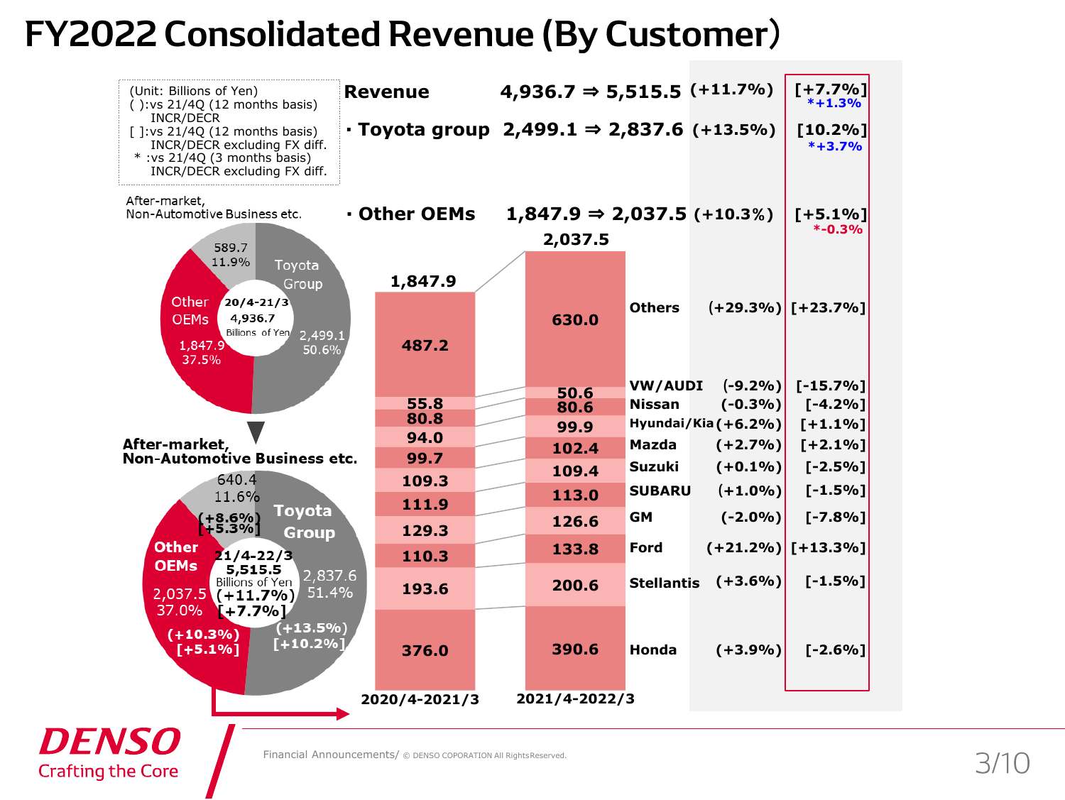# FY2022 Consolidated Revenue (By Customer)

(Unit: Billions of Yen)
( ):vs 21/4Q (12 months basis) INCR/DECR
[ ]:vs 21/4Q (12 months basis) INCR/DECR excluding FX diff.
*:vs 21/4Q (3 months basis) INCR/DECR excluding FX diff.

| | 20/4-21/3 | 21/4-22/3 | ( ) | [ ] | * |
|---|---|---|---|---|---|
| **Revenue** | 4,936.7 | 5,515.5 | (+11.7%) | [+7.7%] | *+1.3% |
| **· Toyota group** | 2,499.1 | 2,837.6 | (+13.5%) | [10.2%] | *+3.7% |
| **· Other OEMs** | 1,847.9 | 2,037.5 | (+10.3%) | [+5.1%] | *-0.3% |

**20/4-21/3 (4,936.7 Billions of Yen)**

| Segment | Revenue | Share |
|---|---|---|
| Toyota Group | 2,499.1 | 50.6% |
| Other OEMs | 1,847.9 | 37.5% |
| After-market, Non-Automotive Business etc. | 589.7 | 11.9% |

**21/4-22/3 (5,515.5 Billions of Yen) (+11.7%) [+7.7%]**

| Segment | Revenue | Share | ( ) | [ ] |
|---|---|---|---|---|
| Toyota Group | 2,837.6 | 51.4% | (+13.5%) | [+10.2%] |
| Other OEMs | 2,037.5 | 37.0% | (+10.3%) | [+5.1%] |
| After-market, Non-Automotive Business etc. | 640.4 | 11.6% | (+8.6%) | [+5.3%] |

**Other OEMs breakdown**

| Customer | 2020/4-2021/3 | 2021/4-2022/3 | ( ) | [ ] |
|---|---|---|---|---|
| Others | 487.2 | 630.0 | (+29.3%) | [+23.7%] |
| VW/AUDI | 55.8 | 50.6 | (-9.2%) | [-15.7%] |
| Nissan | 80.8 | 80.6 | (-0.3%) | [-4.2%] |
| Hyundai/Kia | 94.0 | 99.9 | (+6.2%) | [+1.1%] |
| Mazda | 99.7 | 102.4 | (+2.7%) | [+2.1%] |
| Suzuki | 109.3 | 109.4 | (+0.1%) | [-2.5%] |
| SUBARU | 111.9 | 113.0 | (+1.0%) | [-1.5%] |
| GM | 129.3 | 126.6 | (-2.0%) | [-7.8%] |
| Ford | 110.3 | 133.8 | (+21.2%) | [+13.3%] |
| Stellantis | 193.6 | 200.6 | (+3.6%) | [-1.5%] |
| Honda | 376.0 | 390.6 | (+3.9%) | [-2.6%] |
| **Total** | 1,847.9 | 2,037.5 | | |

Financial Announcements/ © DENSO COPORATION All RightsReserved.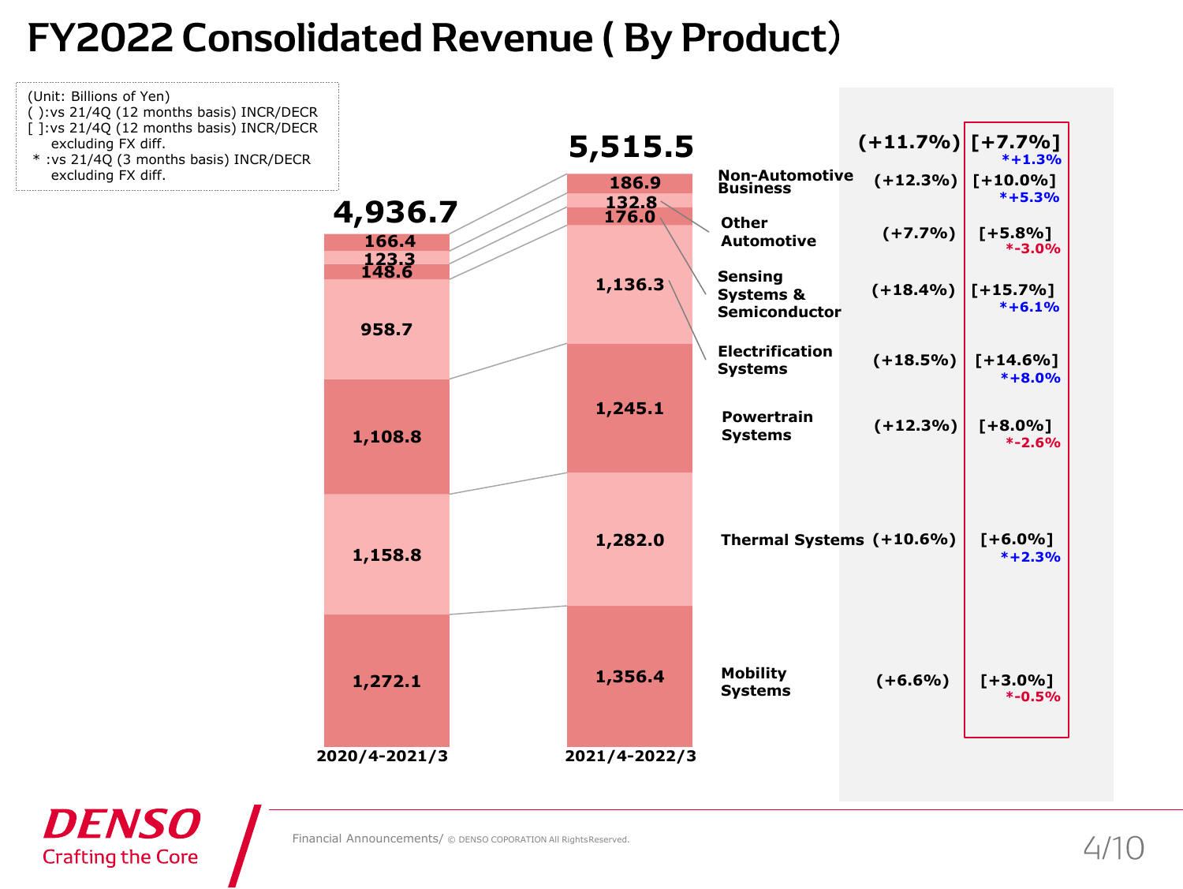# FY2022 Consolidated Revenue ( By Product)

(Unit: Billions of Yen)
( ):vs 21/4Q (12 months basis) INCR/DECR
[ ]:vs 21/4Q (12 months basis) INCR/DECR excluding FX diff.
*:vs 21/4Q (3 months basis) INCR/DECR excluding FX diff.

| Product | 2020/4-2021/3 | 2021/4-2022/3 | ( ) | [ ] | * |
|---|---|---|---|---|---|
| Total | 4,936.7 | 5,515.5 | (+11.7%) | [+7.7%] | *+1.3% |
| Non-Automotive Business | 166.4 | 186.9 | (+12.3%) | [+10.0%] | *+5.3% |
| Other Automotive | 123.3 | 132.8 | (+7.7%) | [+5.8%] | *-3.0% |
| Sensing Systems & Semiconductor | 148.6 | 176.0 | (+18.4%) | [+15.7%] | *+6.1% |
| Electrification Systems | 958.7 | 1,136.3 | (+18.5%) | [+14.6%] | *+8.0% |
| Powertrain Systems | 1,108.8 | 1,245.1 | (+12.3%) | [+8.0%] | *-2.6% |
| Thermal Systems | 1,158.8 | 1,282.0 | (+10.6%) | [+6.0%] | *+2.3% |
| Mobility Systems | 1,272.1 | 1,356.4 | (+6.6%) | [+3.0%] | *-0.5% |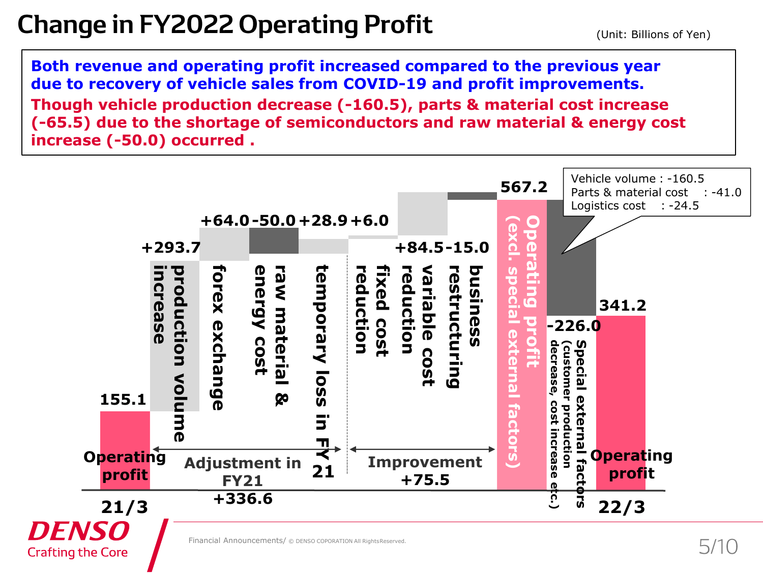# Change in FY2022 Operating Profit

(Unit: Billions of Yen)

**Both revenue and operating profit increased compared to the previous year due to recovery of vehicle sales from COVID-19 and profit improvements.**

**Though vehicle production decrease (-160.5), parts & material cost increase (-65.5) due to the shortage of semiconductors and raw material & energy cost increase (-50.0) occurred .**

| Item | Amount |
|---|---|
| Operating profit 21/3 | 155.1 |
| production volume increase | +293.7 |
| forex exchange | +64.0 |
| raw material & energy cost | -50.0 |
| temporary loss in FY21 | +28.9 |
| *Adjustment in FY21* | *+336.6* |
| fixed cost reduction | +6.0 |
| variable cost reduction | +84.5 |
| business restructuring | -15.0 |
| *Improvement* | *+75.5* |
| Operating profit (excl. special external factors) | 567.2 |
| Special external factors (customer production decrease, cost increase etc.) | -226.0 |
| Operating profit 22/3 | 341.2 |

Special external factors breakdown:
- Vehicle volume : -160.5
- Parts & material cost : -41.0
- Logistics cost : -24.5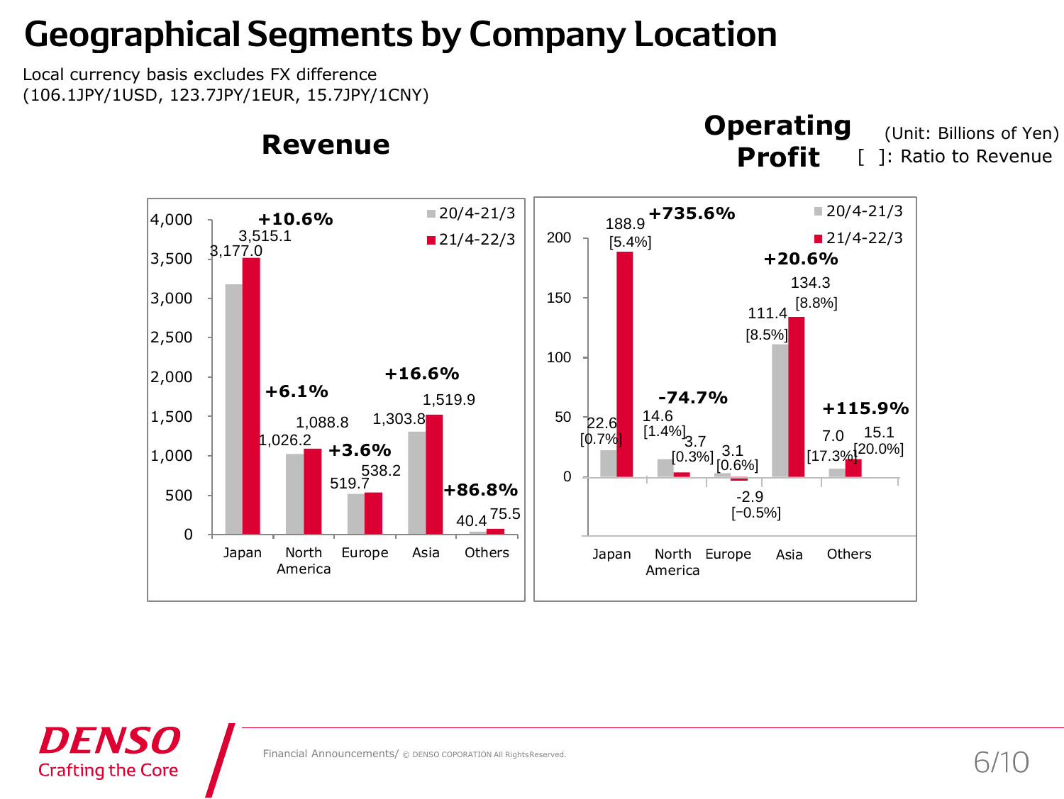# Geographical Segments by Company Location

Local currency basis excludes FX difference
(106.1JPY/1USD, 123.7JPY/1EUR, 15.7JPY/1CNY)

## Revenue

| | 20/4-21/3 | 21/4-22/3 | Change |
|---|---|---|---|
| Japan | 3,177.0 | 3,515.1 | +10.6% |
| North America | 1,026.2 | 1,088.8 | +6.1% |
| Europe | 519.7 | 538.2 | +3.6% |
| Asia | 1,303.8 | 1,519.9 | +16.6% |
| Others | 40.4 | 75.5 | +86.8% |

## Operating Profit

(Unit: Billions of Yen)
[ ]: Ratio to Revenue

| | 20/4-21/3 | 21/4-22/3 | Change |
|---|---|---|---|
| Japan | 22.6 [0.7%] | 188.9 [5.4%] | +735.6% |
| North America | 14.6 [1.4%] | 3.7 [0.3%] | -74.7% |
| Europe | 3.1 [0.6%] | -2.9 [−0.5%] | |
| Asia | 111.4 [8.5%] | 134.3 [8.8%] | +20.6% |
| Others | 7.0 [17.3%] | 15.1 [20.0%] | +115.9% |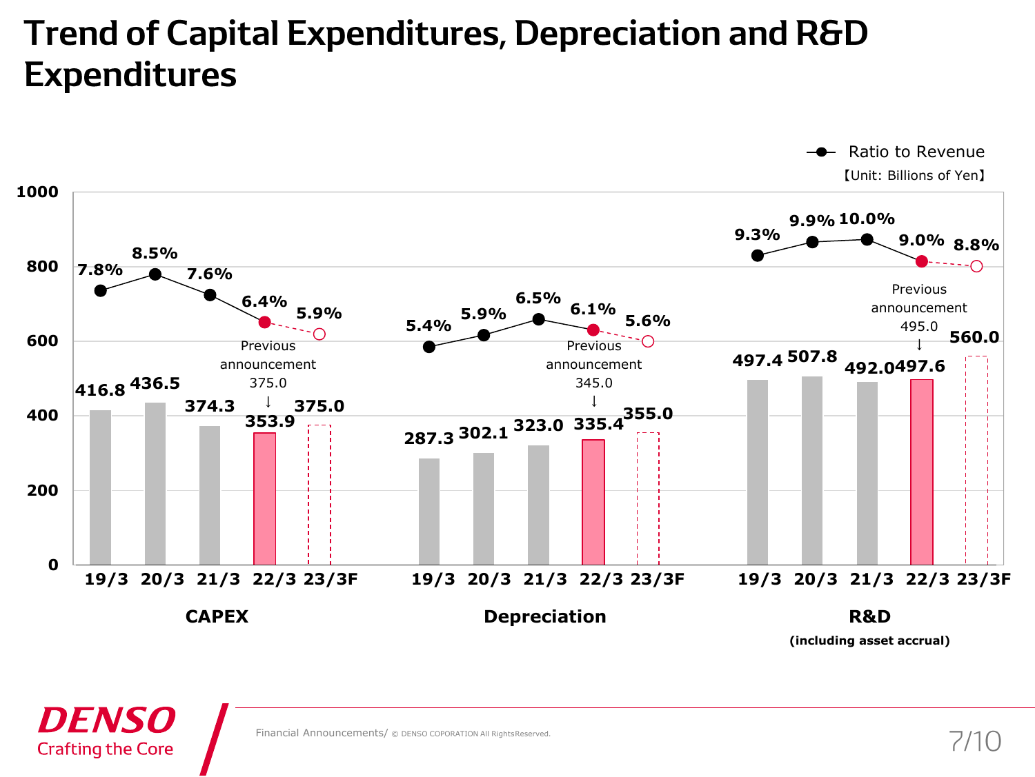# Trend of Capital Expenditures, Depreciation and R&D Expenditures

【Unit: Billions of Yen】

### CAPEX

| | 19/3 | 20/3 | 21/3 | 22/3 | 23/3F |
|---|---|---|---|---|---|
| Amount | 416.8 | 436.5 | 374.3 | 353.9 | 375.0 |
| Ratio to Revenue | 7.8% | 8.5% | 7.6% | 6.4% | 5.9% |

Previous announcement 375.0 ↓ (22/3)

### Depreciation

| | 19/3 | 20/3 | 21/3 | 22/3 | 23/3F |
|---|---|---|---|---|---|
| Amount | 287.3 | 302.1 | 323.0 | 335.4 | 355.0 |
| Ratio to Revenue | 5.4% | 5.9% | 6.5% | 6.1% | 5.6% |

Previous announcement 345.0 ↓ (22/3)

### R&D (including asset accrual)

| | 19/3 | 20/3 | 21/3 | 22/3 | 23/3F |
|---|---|---|---|---|---|
| Amount | 497.4 | 507.8 | 492.0 | 497.6 | 560.0 |
| Ratio to Revenue | 9.3% | 9.9% | 10.0% | 9.0% | 8.8% |

Previous announcement 495.0 ↓ (22/3)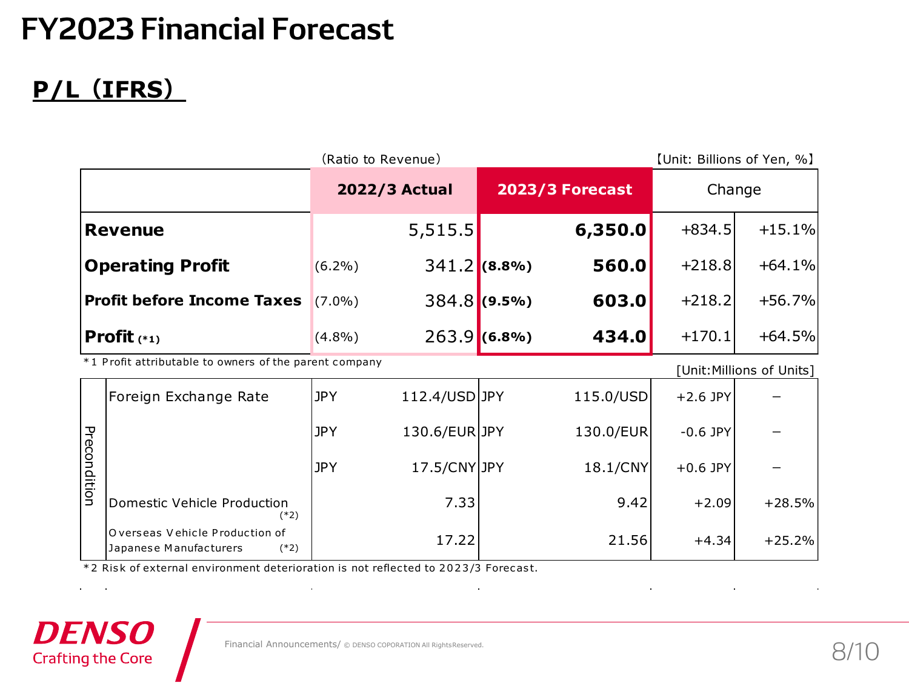# FY2023 Financial Forecast

## P/L（IFRS）

（Ratio to Revenue）　【Unit: Billions of Yen, %】

| | 2022/3 Actual | | 2023/3 Forecast | | Change | |
|---|---|---|---|---|---|---|
| **Revenue** | | 5,515.5 | | **6,350.0** | +834.5 | +15.1% |
| **Operating Profit** | (6.2%) | 341.2 | **(8.8%)** | **560.0** | +218.8 | +64.1% |
| **Profit before Income Taxes** | (7.0%) | 384.8 | **(9.5%)** | **603.0** | +218.2 | +56.7% |
| **Profit (*1)** | (4.8%) | 263.9 | **(6.8%)** | **434.0** | +170.1 | +64.5% |

*1 Profit attributable to owners of the parent company

[Unit:Millions of Units]

| Precondition | | | | | | |
|---|---|---|---|---|---|---|
| Foreign Exchange Rate | JPY | 112.4/USD | JPY | 115.0/USD | +2.6 JPY | – |
| | JPY | 130.6/EUR | JPY | 130.0/EUR | -0.6 JPY | – |
| | JPY | 17.5/CNY | JPY | 18.1/CNY | +0.6 JPY | – |
| Domestic Vehicle Production (*2) | | 7.33 | | 9.42 | +2.09 | +28.5% |
| Overseas Vehicle Production of Japanese Manufacturers (*2) | | 17.22 | | 21.56 | +4.34 | +25.2% |

*2 Risk of external environment deterioration is not reflected to 2023/3 Forecast.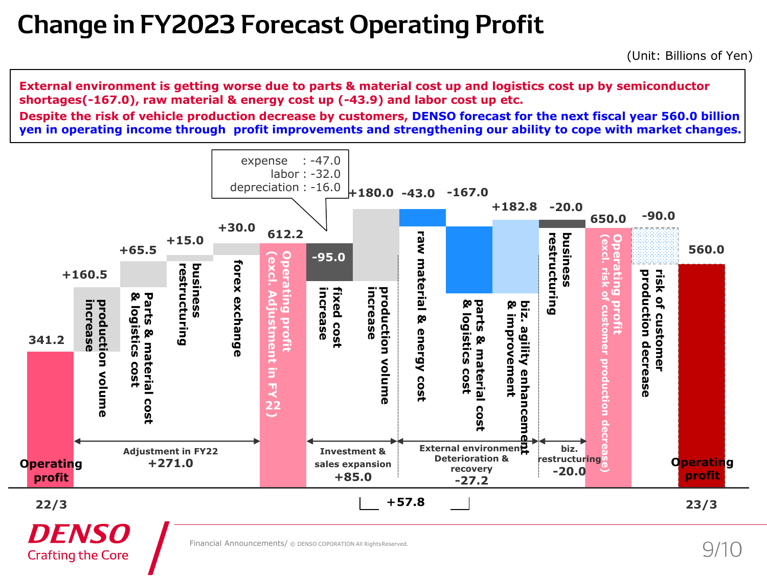# Change in FY2023 Forecast Operating Profit

(Unit: Billions of Yen)

**External environment is getting worse due to parts & material cost up and logistics cost up by semiconductor shortages(-167.0), raw material & energy cost up (-43.9) and labor cost up etc.**

**Despite the risk of vehicle production decrease by customers, DENSO forecast for the next fiscal year 560.0 billion yen in operating income through profit improvements and strengthening our ability to cope with market changes.**

| Item | Amount |
|---|---|
| Operating profit (22/3) | 341.2 |
| production volume increase | +160.5 |
| Parts & material cost & logistics cost | +65.5 |
| business restructuring | +15.0 |
| forex exchange | +30.0 |
| **Adjustment in FY22** | **+271.0** |
| Operating profit (excl. Adjustment in FY22) | 612.2 |
| fixed cost increase | -95.0 |
| production volume increase | +180.0 |
| **Investment & sales expansion** | **+85.0** |
| raw material & energy cost | -43.0 |
| parts & material cost & logistics cost | -167.0 |
| biz. agility enhancement & improvement | +182.8 |
| **External environment Deterioration & recovery** | **-27.2** |
| business restructuring | -20.0 |
| **biz. restructuring** | **-20.0** |
| Operating profit (excl. risk of customer production decrease) | 650.0 |
| risk of customer production decrease | -90.0 |
| Operating profit (23/3) | 560.0 |

Investment & sales expansion + External environment Deterioration & recovery: +57.8

Fixed cost increase breakdown:
- expense : -47.0
- labor : -32.0
- depreciation : -16.0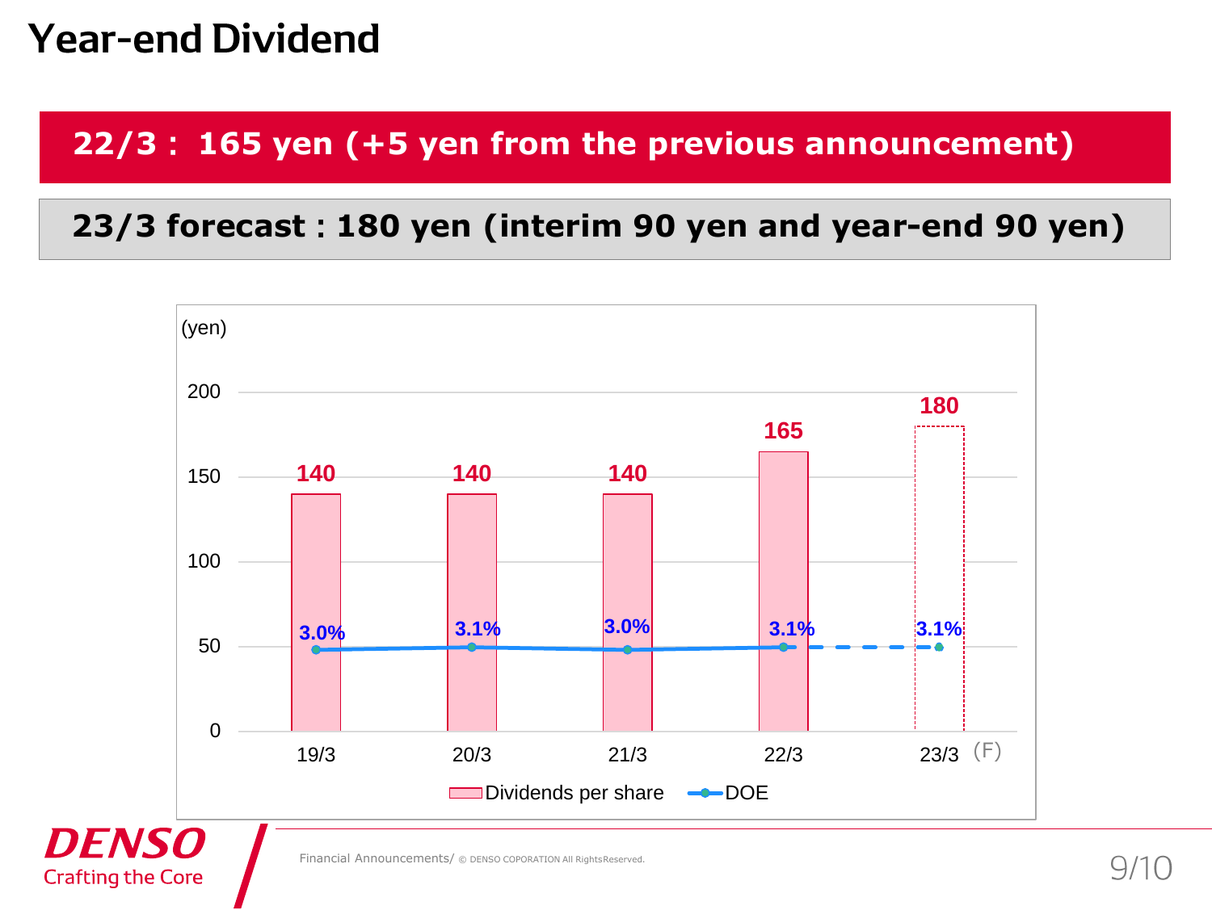# Year-end Dividend

**22/3 : 165 yen (+5 yen from the previous announcement)**

**23/3 forecast : 180 yen (interim 90 yen and year-end 90 yen)**

(yen)

| | 19/3 | 20/3 | 21/3 | 22/3 | 23/3 (F) |
|---|---|---|---|---|---|
| Dividends per share | 140 | 140 | 140 | 165 | 180 |
| DOE | 3.0% | 3.1% | 3.0% | 3.1% | 3.1% |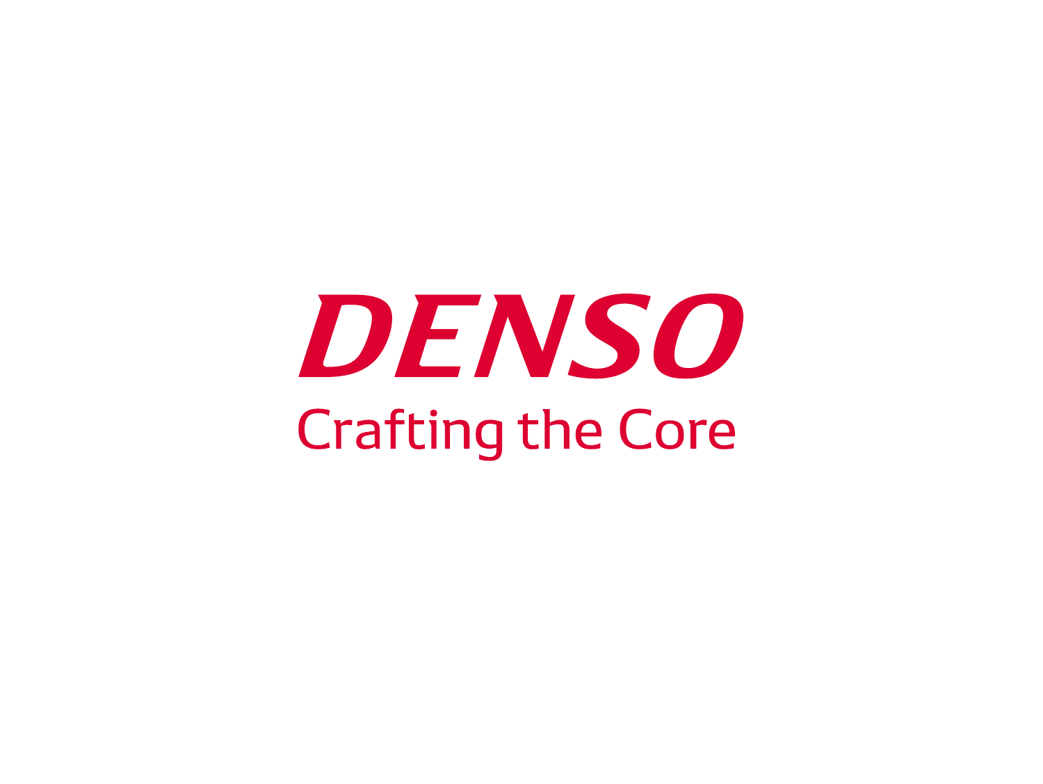DENSO

Crafting the Core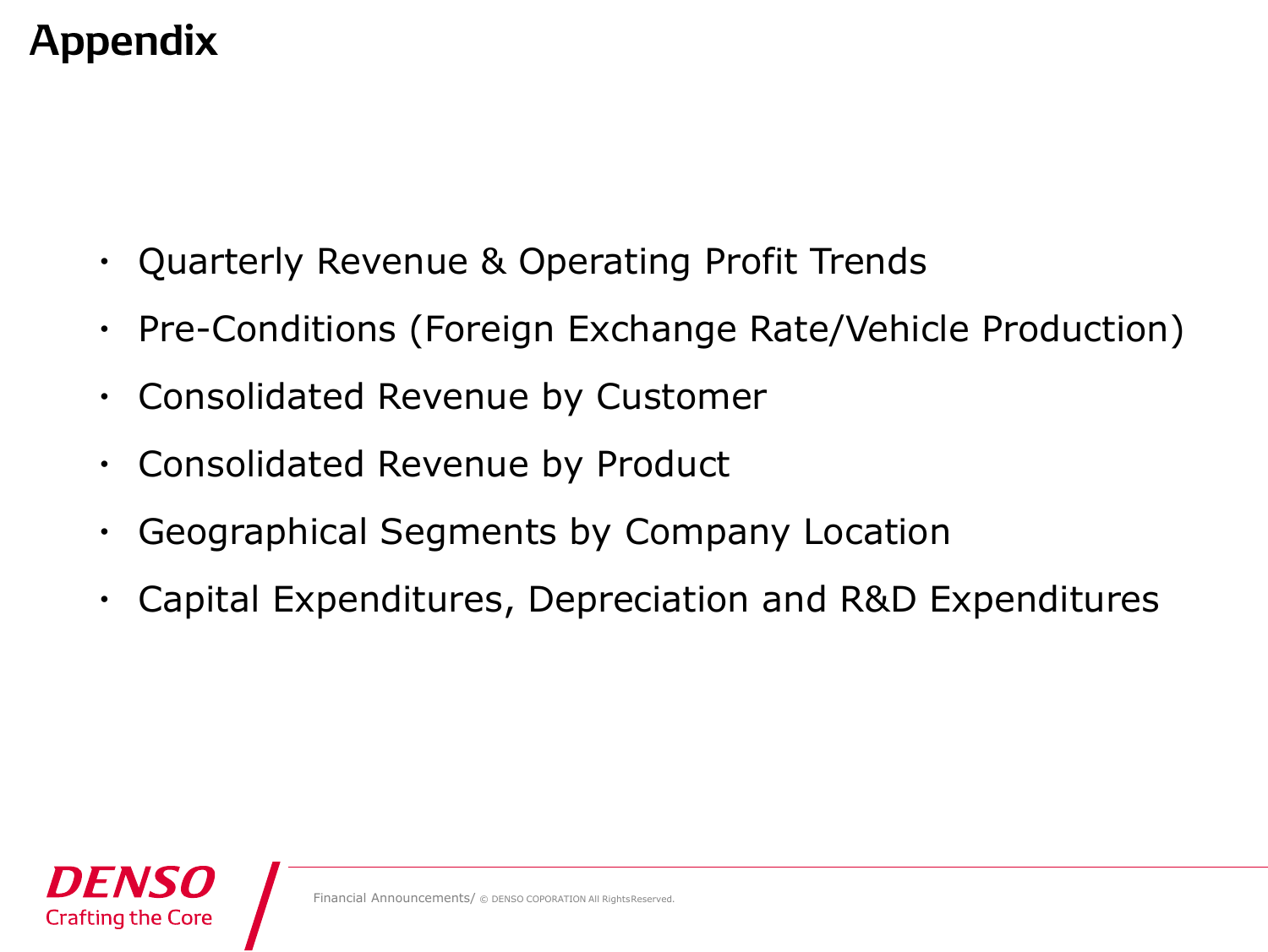# Appendix

- Quarterly Revenue & Operating Profit Trends
- Pre-Conditions (Foreign Exchange Rate/Vehicle Production)
- Consolidated Revenue by Customer
- Consolidated Revenue by Product
- Geographical Segments by Company Location
- Capital Expenditures, Depreciation and R&D Expenditures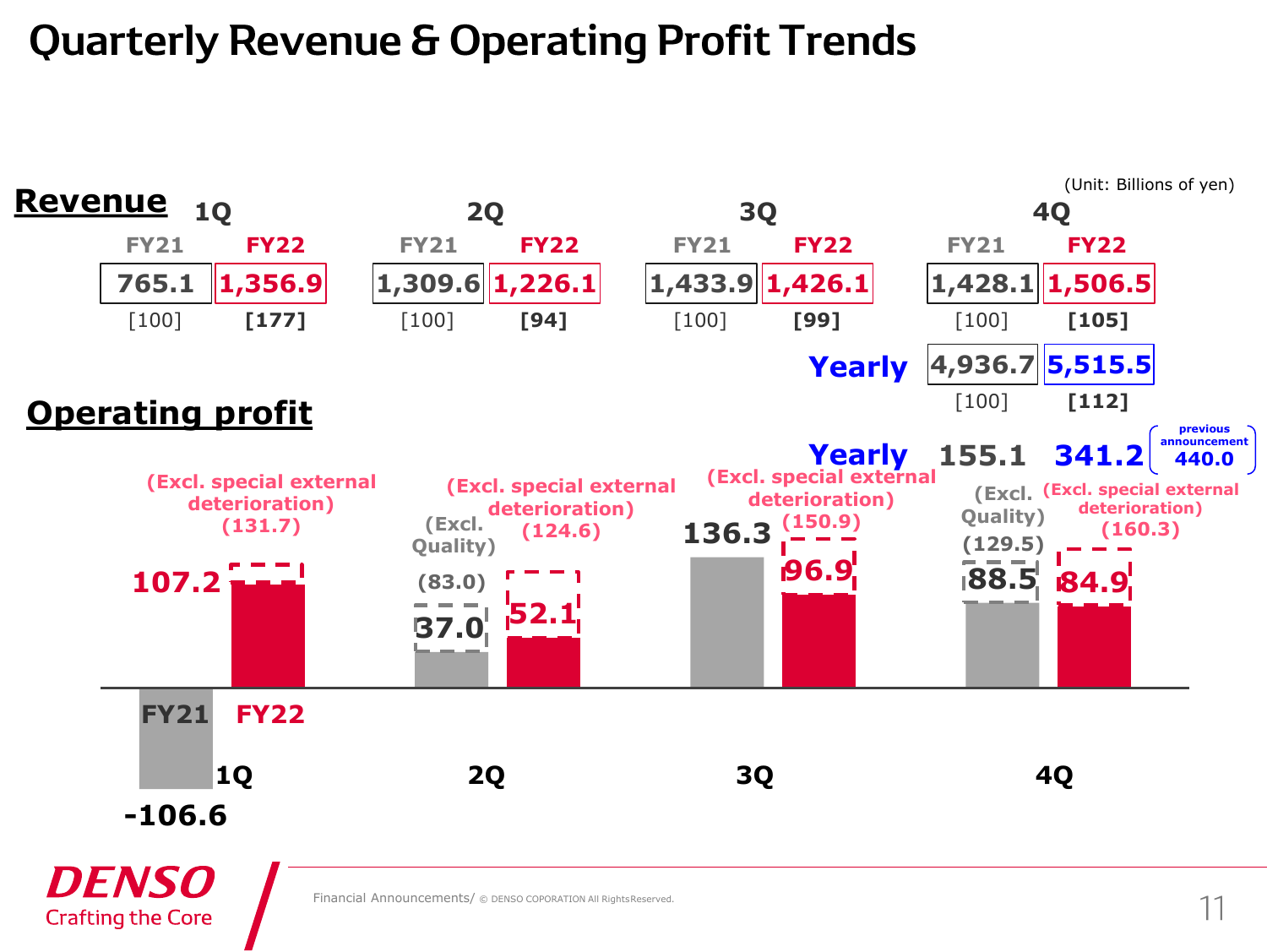# Quarterly Revenue & Operating Profit Trends

(Unit: Billions of yen)

## Revenue

| | 1Q FY21 | 1Q FY22 | 2Q FY21 | 2Q FY22 | 3Q FY21 | 3Q FY22 | 4Q FY21 | 4Q FY22 |
|---|---|---|---|---|---|---|---|---|
| Revenue | 765.1 | 1,356.9 | 1,309.6 | 1,226.1 | 1,433.9 | 1,426.1 | 1,428.1 | 1,506.5 |
| Index | [100] | [177] | [100] | [94] | [100] | [99] | [100] | [105] |

| | FY21 | FY22 |
|---|---|---|
| Yearly | 4,936.7 | 5,515.5 |
| Index | [100] | [112] |

## Operating profit

| | 1Q FY21 | 1Q FY22 | 2Q FY21 | 2Q FY22 | 3Q FY21 | 3Q FY22 | 4Q FY21 | 4Q FY22 |
|---|---|---|---|---|---|---|---|---|
| Operating profit | -106.6 | 107.2 | 37.0 | 52.1 | 136.3 | 96.9 | 88.5 | 84.9 |
| Adjusted | | (Excl. special external deterioration) (131.7) | (Excl. Quality) (83.0) | (Excl. special external deterioration) (124.6) | | (Excl. special external deterioration) (150.9) | (Excl. Quality) (129.5) | (Excl. special external deterioration) (160.3) |

| | FY21 | FY22 | previous announcement |
|---|---|---|---|
| Yearly | 155.1 | 341.2 | 440.0 |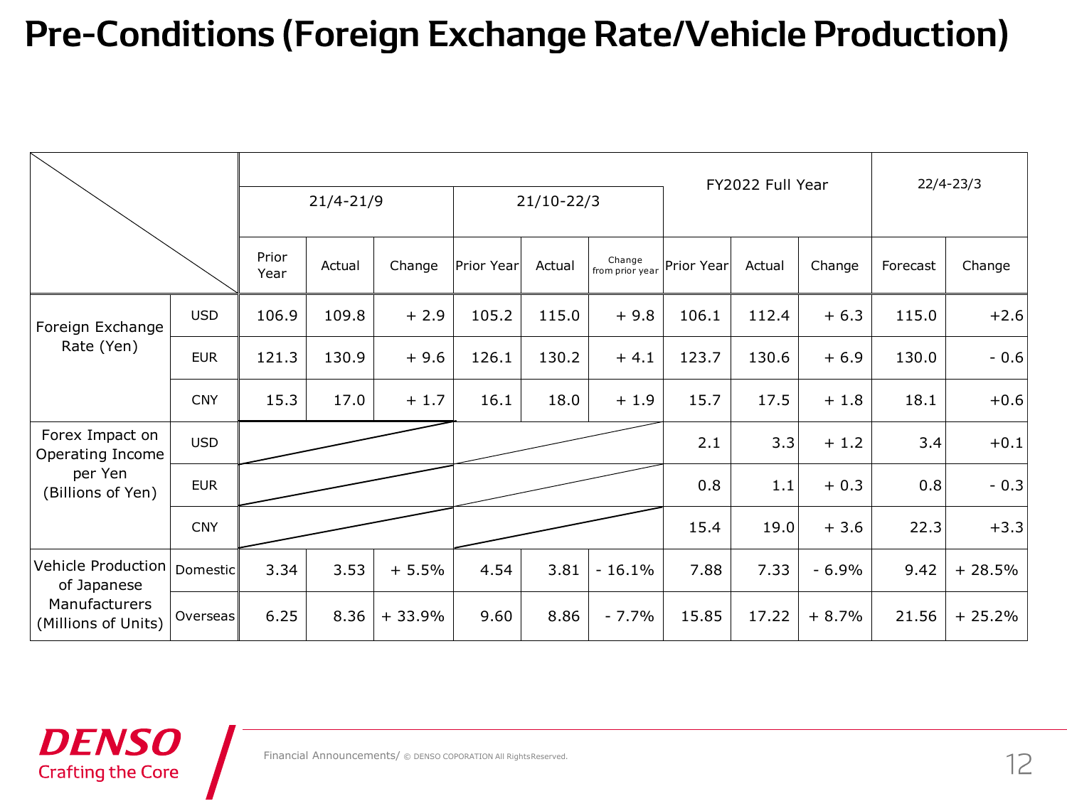# Pre-Conditions (Foreign Exchange Rate/Vehicle Production)

| | | 21/4-21/9 | | | 21/10-22/3 | | | FY2022 Full Year | | | 22/4-23/3 | |
|---|---|---|---|---|---|---|---|---|---|---|---|---|
| | | Prior Year | Actual | Change | Prior Year | Actual | Change from prior year | Prior Year | Actual | Change | Forecast | Change |
| Foreign Exchange Rate (Yen) | USD | 106.9 | 109.8 | + 2.9 | 105.2 | 115.0 | + 9.8 | 106.1 | 112.4 | + 6.3 | 115.0 | +2.6 |
| | EUR | 121.3 | 130.9 | + 9.6 | 126.1 | 130.2 | + 4.1 | 123.7 | 130.6 | + 6.9 | 130.0 | - 0.6 |
| | CNY | 15.3 | 17.0 | + 1.7 | 16.1 | 18.0 | + 1.9 | 15.7 | 17.5 | + 1.8 | 18.1 | +0.6 |
| Forex Impact on Operating Income per Yen (Billions of Yen) | USD | | | | | | | 2.1 | 3.3 | + 1.2 | 3.4 | +0.1 |
| | EUR | | | | | | | 0.8 | 1.1 | + 0.3 | 0.8 | - 0.3 |
| | CNY | | | | | | | 15.4 | 19.0 | + 3.6 | 22.3 | +3.3 |
| Vehicle Production of Japanese Manufacturers (Millions of Units) | Domestic | 3.34 | 3.53 | + 5.5% | 4.54 | 3.81 | - 16.1% | 7.88 | 7.33 | - 6.9% | 9.42 | + 28.5% |
| | Overseas | 6.25 | 8.36 | + 33.9% | 9.60 | 8.86 | - 7.7% | 15.85 | 17.22 | + 8.7% | 21.56 | + 25.2% |

Financial Announcements/ © DENSO COPORATION All RightsReserved.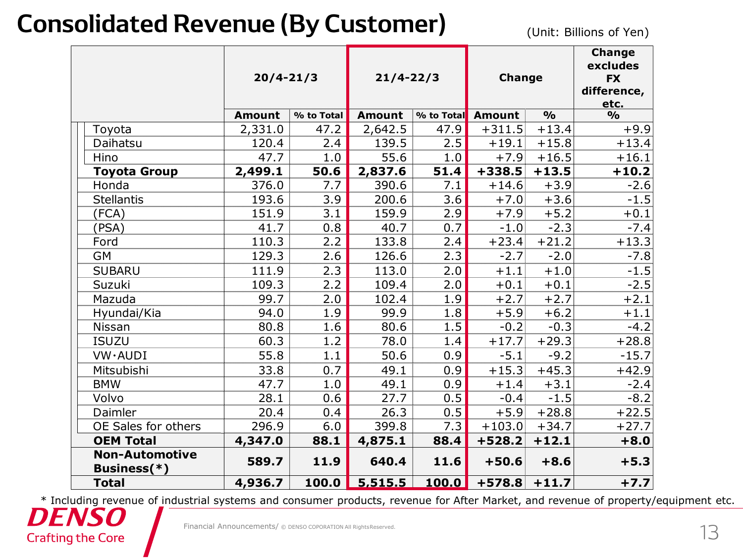# Consolidated Revenue (By Customer)

(Unit: Billions of Yen)

| | 20/4-21/3 | | 21/4-22/3 | | Change | | Change excludes FX difference, etc. |
|---|---|---|---|---|---|---|---|
| | Amount | % to Total | Amount | % to Total | Amount | % | % |
| Toyota | 2,331.0 | 47.2 | 2,642.5 | 47.9 | +311.5 | +13.4 | +9.9 |
| Daihatsu | 120.4 | 2.4 | 139.5 | 2.5 | +19.1 | +15.8 | +13.4 |
| Hino | 47.7 | 1.0 | 55.6 | 1.0 | +7.9 | +16.5 | +16.1 |
| **Toyota Group** | **2,499.1** | **50.6** | **2,837.6** | **51.4** | **+338.5** | **+13.5** | **+10.2** |
| Honda | 376.0 | 7.7 | 390.6 | 7.1 | +14.6 | +3.9 | -2.6 |
| Stellantis | 193.6 | 3.9 | 200.6 | 3.6 | +7.0 | +3.6 | -1.5 |
| (FCA) | 151.9 | 3.1 | 159.9 | 2.9 | +7.9 | +5.2 | +0.1 |
| (PSA) | 41.7 | 0.8 | 40.7 | 0.7 | -1.0 | -2.3 | -7.4 |
| Ford | 110.3 | 2.2 | 133.8 | 2.4 | +23.4 | +21.2 | +13.3 |
| GM | 129.3 | 2.6 | 126.6 | 2.3 | -2.7 | -2.0 | -7.8 |
| SUBARU | 111.9 | 2.3 | 113.0 | 2.0 | +1.1 | +1.0 | -1.5 |
| Suzuki | 109.3 | 2.2 | 109.4 | 2.0 | +0.1 | +0.1 | -2.5 |
| Mazuda | 99.7 | 2.0 | 102.4 | 1.9 | +2.7 | +2.7 | +2.1 |
| Hyundai/Kia | 94.0 | 1.9 | 99.9 | 1.8 | +5.9 | +6.2 | +1.1 |
| Nissan | 80.8 | 1.6 | 80.6 | 1.5 | -0.2 | -0.3 | -4.2 |
| ISUZU | 60.3 | 1.2 | 78.0 | 1.4 | +17.7 | +29.3 | +28.8 |
| VW・AUDI | 55.8 | 1.1 | 50.6 | 0.9 | -5.1 | -9.2 | -15.7 |
| Mitsubishi | 33.8 | 0.7 | 49.1 | 0.9 | +15.3 | +45.3 | +42.9 |
| BMW | 47.7 | 1.0 | 49.1 | 0.9 | +1.4 | +3.1 | -2.4 |
| Volvo | 28.1 | 0.6 | 27.7 | 0.5 | -0.4 | -1.5 | -8.2 |
| Daimler | 20.4 | 0.4 | 26.3 | 0.5 | +5.9 | +28.8 | +22.5 |
| OE Sales for others | 296.9 | 6.0 | 399.8 | 7.3 | +103.0 | +34.7 | +27.7 |
| **OEM Total** | **4,347.0** | **88.1** | **4,875.1** | **88.4** | **+528.2** | **+12.1** | **+8.0** |
| **Non-Automotive Business(*)** | **589.7** | **11.9** | **640.4** | **11.6** | **+50.6** | **+8.6** | **+5.3** |
| **Total** | **4,936.7** | **100.0** | **5,515.5** | **100.0** | **+578.8** | **+11.7** | **+7.7** |

* Including revenue of industrial systems and consumer products, revenue for After Market, and revenue of property/equipment etc.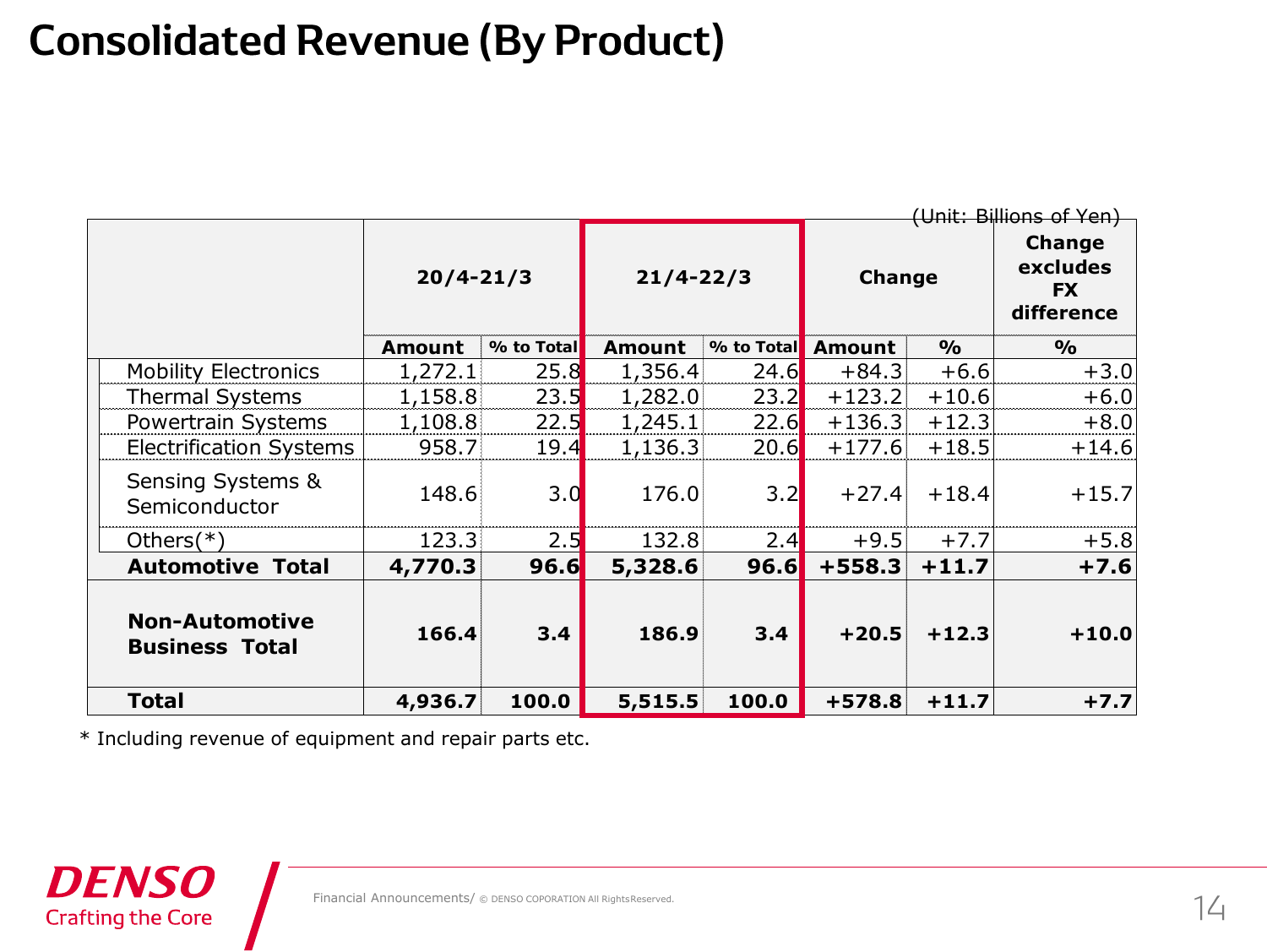# Consolidated Revenue (By Product)

(Unit: Billions of Yen)

| | 20/4-21/3 | | 21/4-22/3 | | Change | | Change excludes FX difference |
|---|---|---|---|---|---|---|---|
| | Amount | % to Total | Amount | % to Total | Amount | % | % |
| Mobility Electronics | 1,272.1 | 25.8 | 1,356.4 | 24.6 | +84.3 | +6.6 | +3.0 |
| Thermal Systems | 1,158.8 | 23.5 | 1,282.0 | 23.2 | +123.2 | +10.6 | +6.0 |
| Powertrain Systems | 1,108.8 | 22.5 | 1,245.1 | 22.6 | +136.3 | +12.3 | +8.0 |
| Electrification Systems | 958.7 | 19.4 | 1,136.3 | 20.6 | +177.6 | +18.5 | +14.6 |
| Sensing Systems & Semiconductor | 148.6 | 3.0 | 176.0 | 3.2 | +27.4 | +18.4 | +15.7 |
| Others(*) | 123.3 | 2.5 | 132.8 | 2.4 | +9.5 | +7.7 | +5.8 |
| **Automotive Total** | **4,770.3** | **96.6** | **5,328.6** | **96.6** | **+558.3** | **+11.7** | **+7.6** |
| **Non-Automotive Business Total** | **166.4** | **3.4** | **186.9** | **3.4** | **+20.5** | **+12.3** | **+10.0** |
| **Total** | **4,936.7** | **100.0** | **5,515.5** | **100.0** | **+578.8** | **+11.7** | **+7.7** |

* Including revenue of equipment and repair parts etc.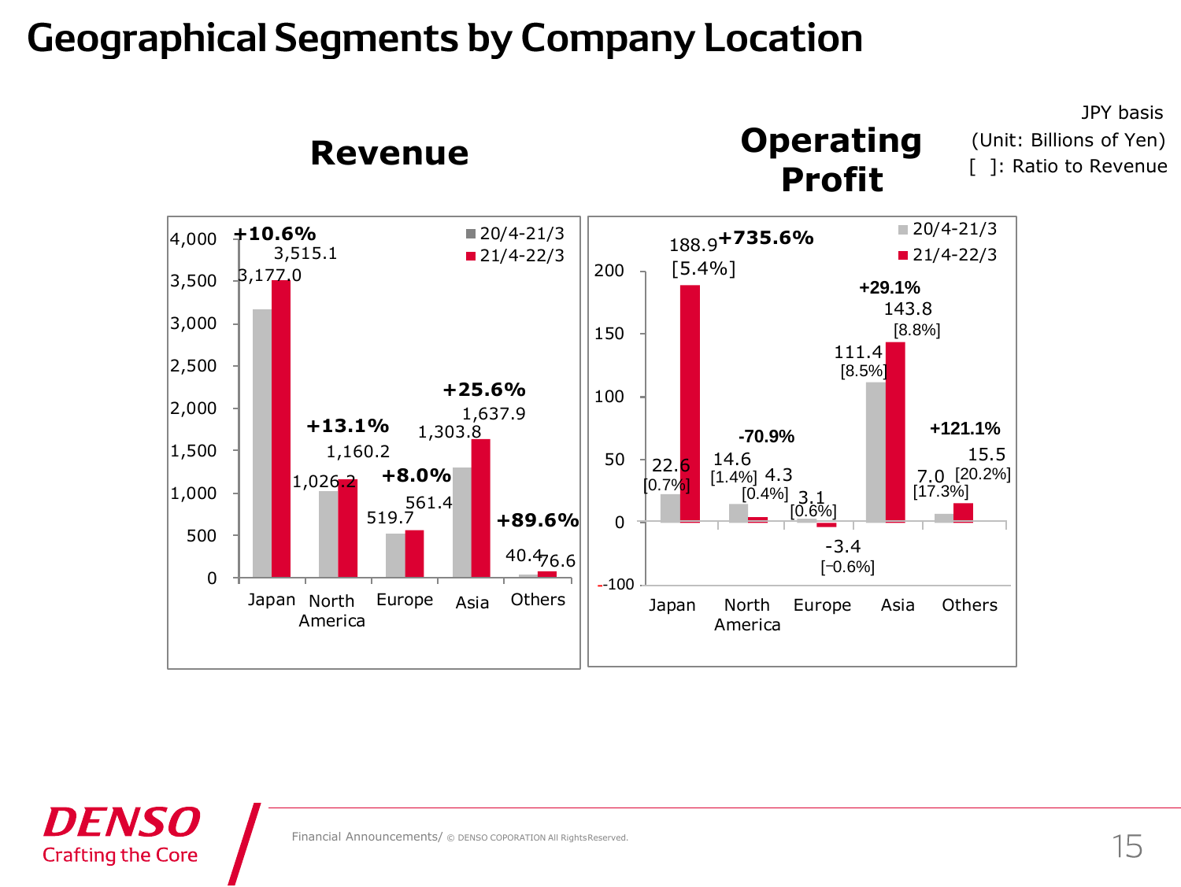# Geographical Segments by Company Location

JPY basis
(Unit: Billions of Yen)
[ ]: Ratio to Revenue

## Revenue

| | 20/4-21/3 | 21/4-22/3 | Change |
|---|---|---|---|
| Japan | 3,177.0 | 3,515.1 | +10.6% |
| North America | 1,026.2 | 1,160.2 | +13.1% |
| Europe | 519.7 | 561.4 | +8.0% |
| Asia | 1,303.8 | 1,637.9 | +25.6% |
| Others | 40.4 | 76.6 | +89.6% |

## Operating Profit

| | 20/4-21/3 | 21/4-22/3 | Change |
|---|---|---|---|
| Japan | 22.6 [0.7%] | 188.9 [5.4%] | +735.6% |
| North America | 14.6 [1.4%] | 4.3 [0.4%] | -70.9% |
| Europe | 3.1 [0.6%] | -3.4 [−0.6%] | |
| Asia | 111.4 [8.5%] | 143.8 [8.8%] | +29.1% |
| Others | 7.0 [17.3%] | 15.5 [20.2%] | +121.1% |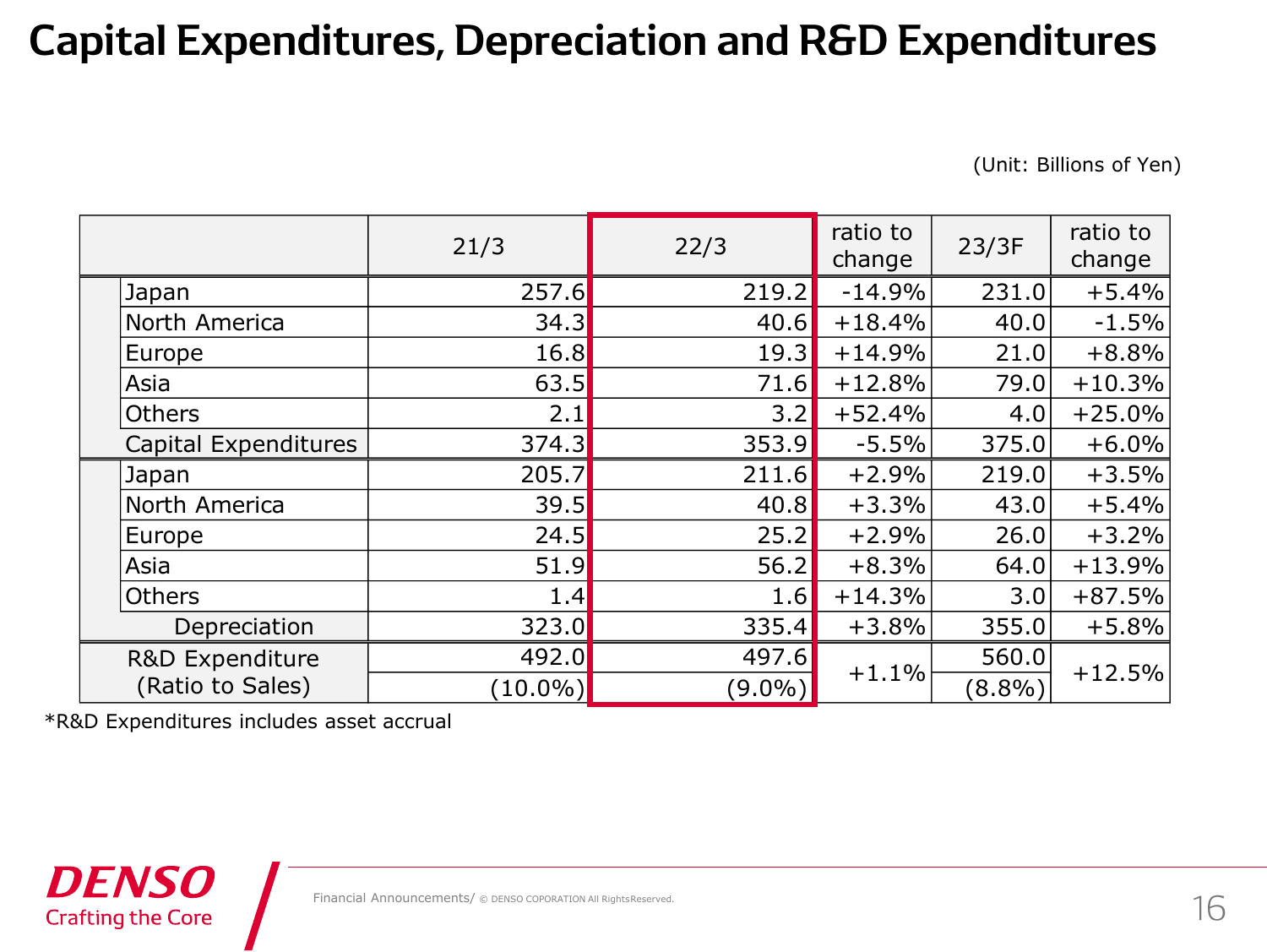# Capital Expenditures, Depreciation and R&D Expenditures

(Unit: Billions of Yen)

| | | 21/3 | 22/3 | ratio to change | 23/3F | ratio to change |
|---|---|---|---|---|---|---|
| | Japan | 257.6 | 219.2 | -14.9% | 231.0 | +5.4% |
| | North America | 34.3 | 40.6 | +18.4% | 40.0 | -1.5% |
| | Europe | 16.8 | 19.3 | +14.9% | 21.0 | +8.8% |
| | Asia | 63.5 | 71.6 | +12.8% | 79.0 | +10.3% |
| | Others | 2.1 | 3.2 | +52.4% | 4.0 | +25.0% |
| | Capital Expenditures | 374.3 | 353.9 | -5.5% | 375.0 | +6.0% |
| | Japan | 205.7 | 211.6 | +2.9% | 219.0 | +3.5% |
| | North America | 39.5 | 40.8 | +3.3% | 43.0 | +5.4% |
| | Europe | 24.5 | 25.2 | +2.9% | 26.0 | +3.2% |
| | Asia | 51.9 | 56.2 | +8.3% | 64.0 | +13.9% |
| | Others | 1.4 | 1.6 | +14.3% | 3.0 | +87.5% |
| | Depreciation | 323.0 | 335.4 | +3.8% | 355.0 | +5.8% |
| R&D Expenditure | | 492.0 | 497.6 | +1.1% | 560.0 | +12.5% |
| (Ratio to Sales) | | (10.0%) | (9.0%) | | (8.8%) | |

*R&D Expenditures includes asset accrual